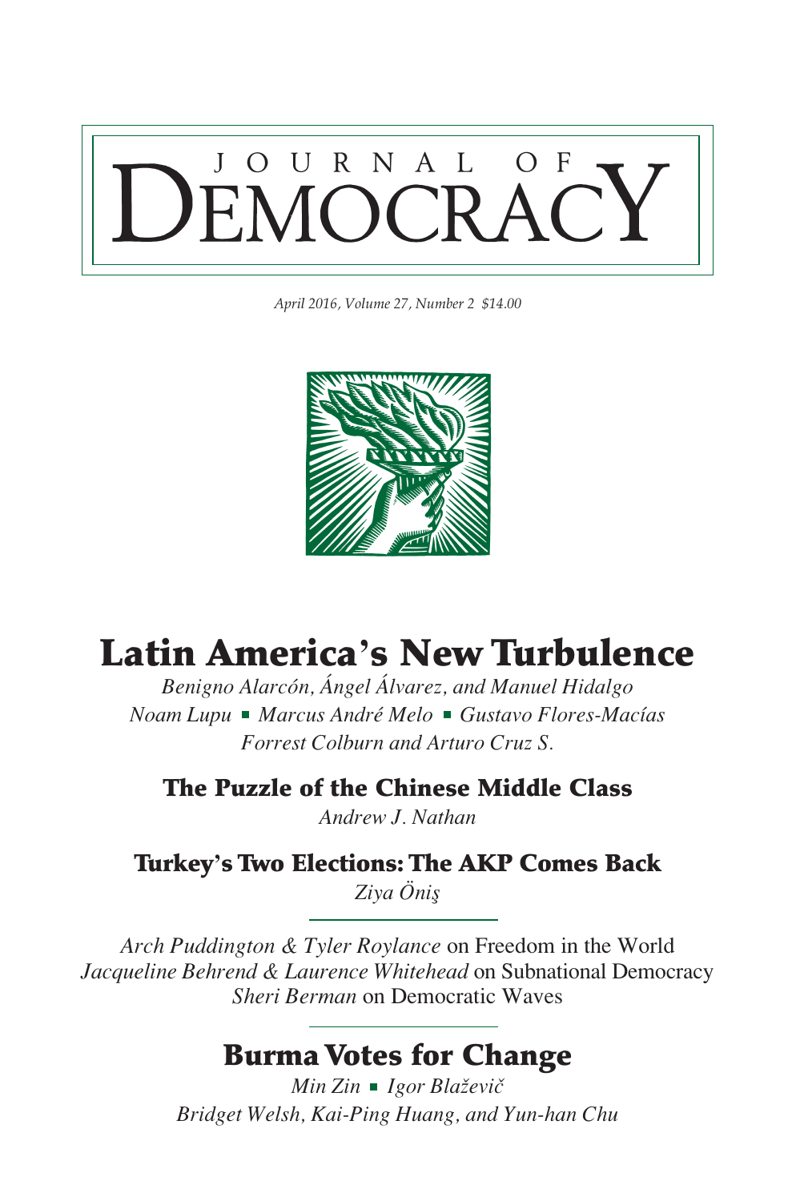# JOURNAL OF DEMOCRACY

*April 2016, Volume 27, Number 2 $14.00*

## Latin America's New Turbulence

*Benigno Alarcón, Ángel Álvarez, and Manuel Hidalgo*
*Noam Lupu* ▪ *Marcus André Melo* ▪ *Gustavo Flores-Macías*
*Forrest Colburn and Arturo Cruz S.*

### The Puzzle of the Chinese Middle Class

*Andrew J. Nathan*

### Turkey's Two Elections: The AKP Comes Back

*Ziya Öniş*

*Arch Puddington & Tyler Roylance* on Freedom in the World
*Jacqueline Behrend & Laurence Whitehead* on Subnational Democracy
*Sheri Berman* on Democratic Waves

## Burma Votes for Change

*Min Zin* ▪ *Igor Blaževič*
*Bridget Welsh, Kai-Ping Huang, and Yun-han Chu*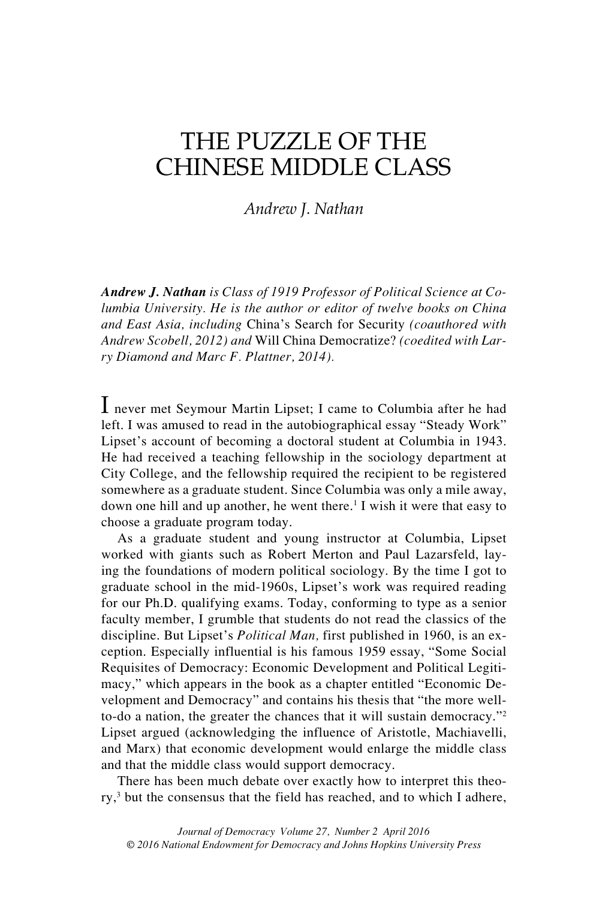# THE PUZZLE OF THE CHINESE MIDDLE CLASS

*Andrew J. Nathan*

***Andrew J. Nathan** is Class of 1919 Professor of Political Science at Columbia University. He is the author or editor of twelve books on China and East Asia, including* China's Search for Security *(coauthored with Andrew Scobell, 2012) and* Will China Democratize? *(coedited with Larry Diamond and Marc F. Plattner, 2014).*

I never met Seymour Martin Lipset; I came to Columbia after he had left. I was amused to read in the autobiographical essay "Steady Work" Lipset's account of becoming a doctoral student at Columbia in 1943. He had received a teaching fellowship in the sociology department at City College, and the fellowship required the recipient to be registered somewhere as a graduate student. Since Columbia was only a mile away, down one hill and up another, he went there.[1] I wish it were that easy to choose a graduate program today.

As a graduate student and young instructor at Columbia, Lipset worked with giants such as Robert Merton and Paul Lazarsfeld, laying the foundations of modern political sociology. By the time I got to graduate school in the mid-1960s, Lipset's work was required reading for our Ph.D. qualifying exams. Today, conforming to type as a senior faculty member, I grumble that students do not read the classics of the discipline. But Lipset's *Political Man,* first published in 1960, is an exception. Especially influential is his famous 1959 essay, "Some Social Requisites of Democracy: Economic Development and Political Legitimacy," which appears in the book as a chapter entitled "Economic Development and Democracy" and contains his thesis that "the more well-to-do a nation, the greater the chances that it will sustain democracy."[2] Lipset argued (acknowledging the influence of Aristotle, Machiavelli, and Marx) that economic development would enlarge the middle class and that the middle class would support democracy.

There has been much debate over exactly how to interpret this theory,[3] but the consensus that the field has reached, and to which I adhere,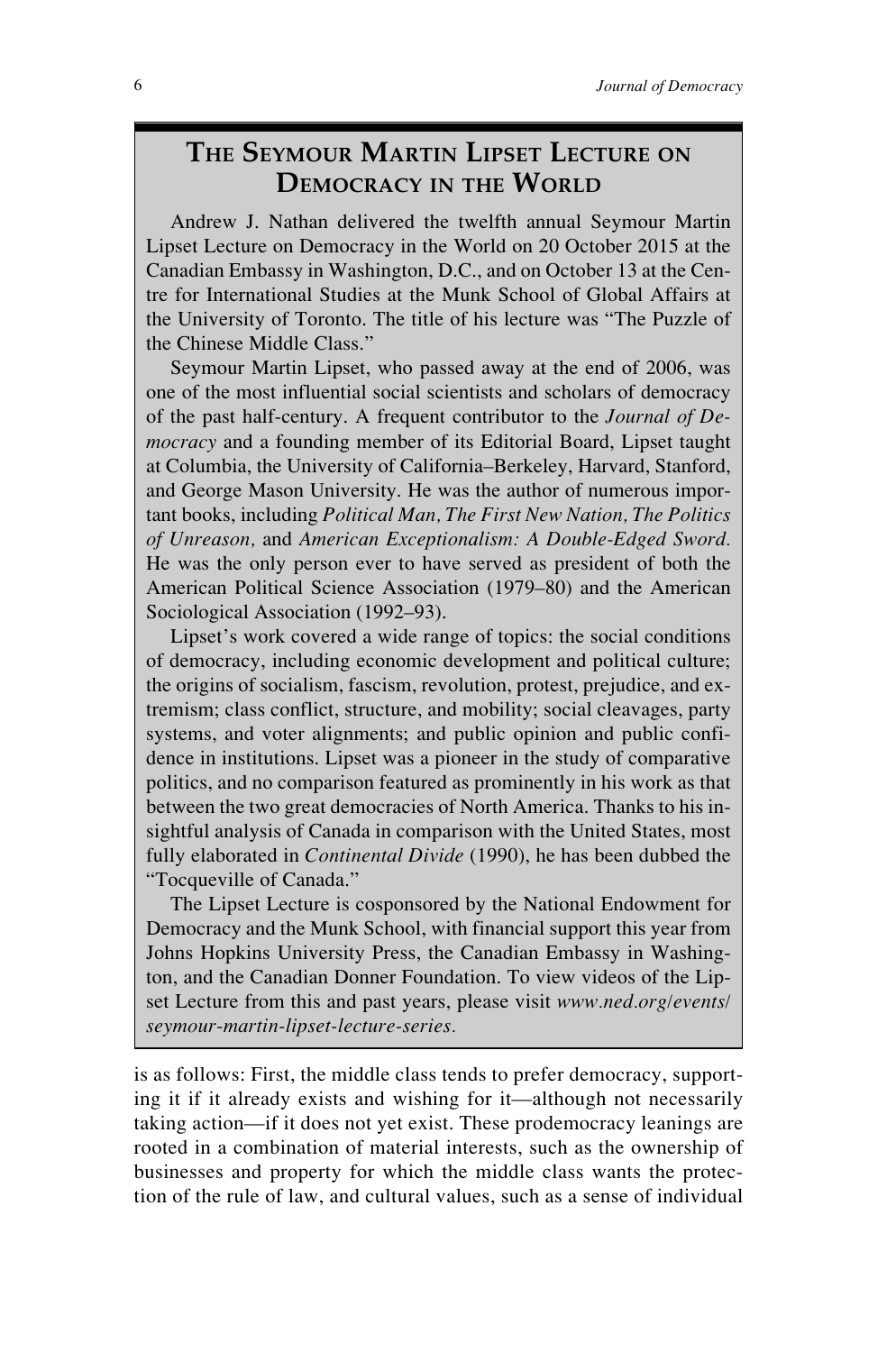## The Seymour Martin Lipset Lecture on Democracy in the World

Andrew J. Nathan delivered the twelfth annual Seymour Martin Lipset Lecture on Democracy in the World on 20 October 2015 at the Canadian Embassy in Washington, D.C., and on October 13 at the Centre for International Studies at the Munk School of Global Affairs at the University of Toronto. The title of his lecture was "The Puzzle of the Chinese Middle Class."

Seymour Martin Lipset, who passed away at the end of 2006, was one of the most influential social scientists and scholars of democracy of the past half-century. A frequent contributor to the *Journal of Democracy* and a founding member of its Editorial Board, Lipset taught at Columbia, the University of California–Berkeley, Harvard, Stanford, and George Mason University. He was the author of numerous important books, including *Political Man, The First New Nation, The Politics of Unreason,* and *American Exceptionalism: A Double-Edged Sword.* He was the only person ever to have served as president of both the American Political Science Association (1979–80) and the American Sociological Association (1992–93).

Lipset's work covered a wide range of topics: the social conditions of democracy, including economic development and political culture; the origins of socialism, fascism, revolution, protest, prejudice, and extremism; class conflict, structure, and mobility; social cleavages, party systems, and voter alignments; and public opinion and public confidence in institutions. Lipset was a pioneer in the study of comparative politics, and no comparison featured as prominently in his work as that between the two great democracies of North America. Thanks to his insightful analysis of Canada in comparison with the United States, most fully elaborated in *Continental Divide* (1990), he has been dubbed the "Tocqueville of Canada."

The Lipset Lecture is cosponsored by the National Endowment for Democracy and the Munk School, with financial support this year from Johns Hopkins University Press, the Canadian Embassy in Washington, and the Canadian Donner Foundation. To view videos of the Lipset Lecture from this and past years, please visit *www.ned.org/events/seymour-martin-lipset-lecture-series.*

is as follows: First, the middle class tends to prefer democracy, supporting it if it already exists and wishing for it—although not necessarily taking action—if it does not yet exist. These prodemocracy leanings are rooted in a combination of material interests, such as the ownership of businesses and property for which the middle class wants the protection of the rule of law, and cultural values, such as a sense of individual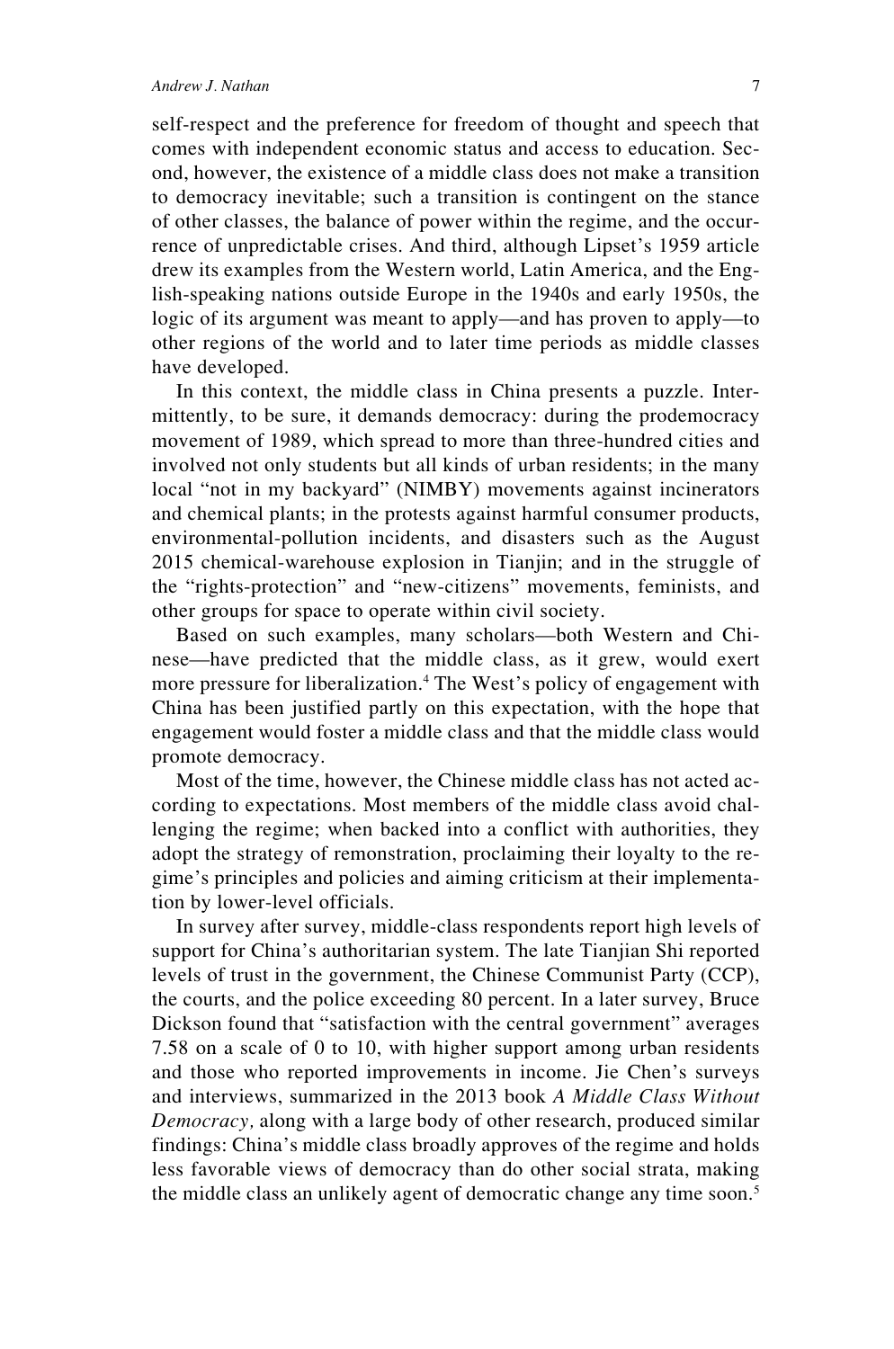self-respect and the preference for freedom of thought and speech that comes with independent economic status and access to education. Second, however, the existence of a middle class does not make a transition to democracy inevitable; such a transition is contingent on the stance of other classes, the balance of power within the regime, and the occurrence of unpredictable crises. And third, although Lipset's 1959 article drew its examples from the Western world, Latin America, and the English-speaking nations outside Europe in the 1940s and early 1950s, the logic of its argument was meant to apply—and has proven to apply—to other regions of the world and to later time periods as middle classes have developed.

In this context, the middle class in China presents a puzzle. Intermittently, to be sure, it demands democracy: during the prodemocracy movement of 1989, which spread to more than three-hundred cities and involved not only students but all kinds of urban residents; in the many local "not in my backyard" (NIMBY) movements against incinerators and chemical plants; in the protests against harmful consumer products, environmental-pollution incidents, and disasters such as the August 2015 chemical-warehouse explosion in Tianjin; and in the struggle of the "rights-protection" and "new-citizens" movements, feminists, and other groups for space to operate within civil society.

Based on such examples, many scholars—both Western and Chinese—have predicted that the middle class, as it grew, would exert more pressure for liberalization.[4] The West's policy of engagement with China has been justified partly on this expectation, with the hope that engagement would foster a middle class and that the middle class would promote democracy.

Most of the time, however, the Chinese middle class has not acted according to expectations. Most members of the middle class avoid challenging the regime; when backed into a conflict with authorities, they adopt the strategy of remonstration, proclaiming their loyalty to the regime's principles and policies and aiming criticism at their implementation by lower-level officials.

In survey after survey, middle-class respondents report high levels of support for China's authoritarian system. The late Tianjian Shi reported levels of trust in the government, the Chinese Communist Party (CCP), the courts, and the police exceeding 80 percent. In a later survey, Bruce Dickson found that "satisfaction with the central government" averages 7.58 on a scale of 0 to 10, with higher support among urban residents and those who reported improvements in income. Jie Chen's surveys and interviews, summarized in the 2013 book *A Middle Class Without Democracy,* along with a large body of other research, produced similar findings: China's middle class broadly approves of the regime and holds less favorable views of democracy than do other social strata, making the middle class an unlikely agent of democratic change any time soon.[5]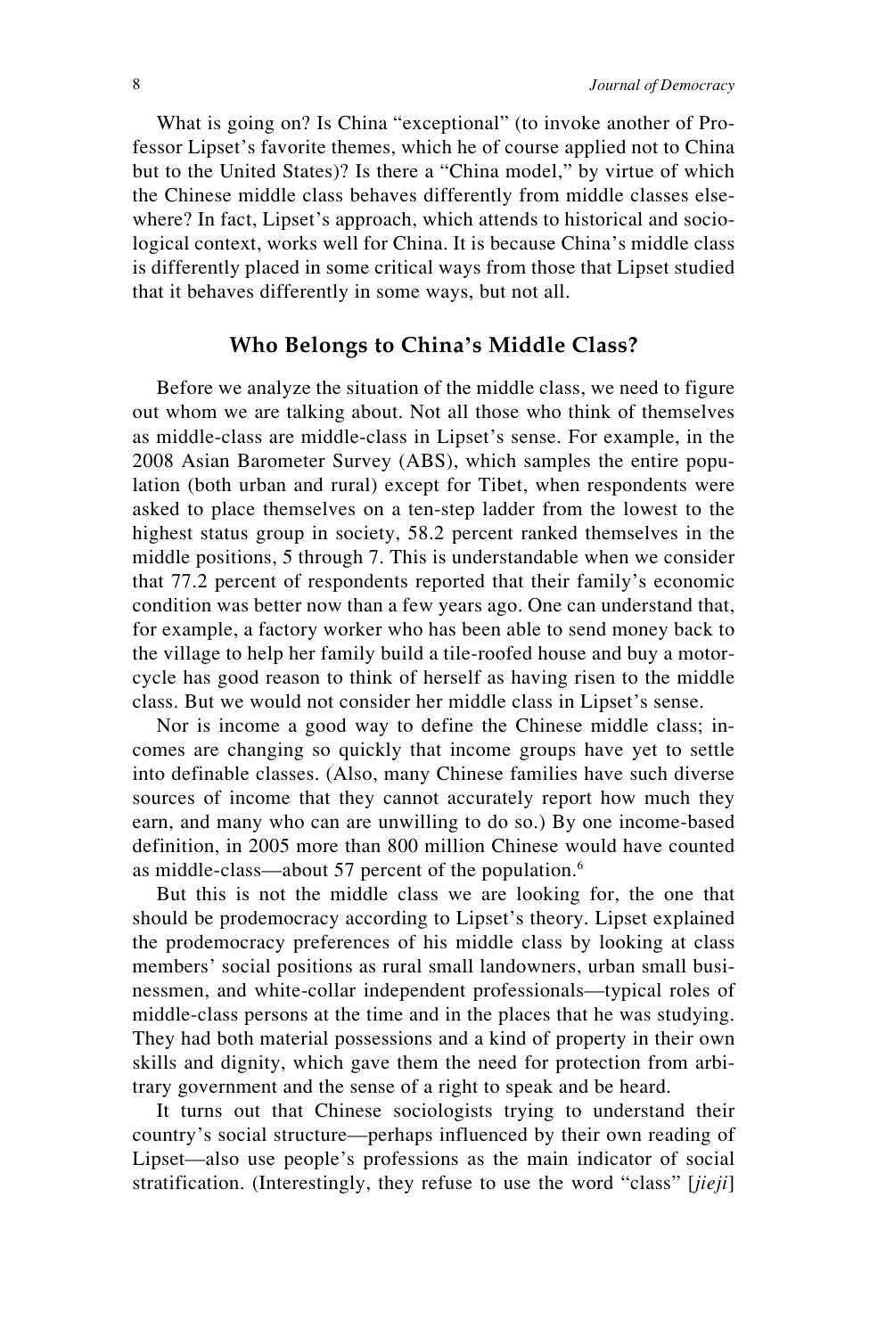What is going on? Is China "exceptional" (to invoke another of Professor Lipset's favorite themes, which he of course applied not to China but to the United States)? Is there a "China model," by virtue of which the Chinese middle class behaves differently from middle classes elsewhere? In fact, Lipset's approach, which attends to historical and sociological context, works well for China. It is because China's middle class is differently placed in some critical ways from those that Lipset studied that it behaves differently in some ways, but not all.

## Who Belongs to China's Middle Class?

Before we analyze the situation of the middle class, we need to figure out whom we are talking about. Not all those who think of themselves as middle-class are middle-class in Lipset's sense. For example, in the 2008 Asian Barometer Survey (ABS), which samples the entire population (both urban and rural) except for Tibet, when respondents were asked to place themselves on a ten-step ladder from the lowest to the highest status group in society, 58.2 percent ranked themselves in the middle positions, 5 through 7. This is understandable when we consider that 77.2 percent of respondents reported that their family's economic condition was better now than a few years ago. One can understand that, for example, a factory worker who has been able to send money back to the village to help her family build a tile-roofed house and buy a motorcycle has good reason to think of herself as having risen to the middle class. But we would not consider her middle class in Lipset's sense.

Nor is income a good way to define the Chinese middle class; incomes are changing so quickly that income groups have yet to settle into definable classes. (Also, many Chinese families have such diverse sources of income that they cannot accurately report how much they earn, and many who can are unwilling to do so.) By one income-based definition, in 2005 more than 800 million Chinese would have counted as middle-class—about 57 percent of the population.[6]

But this is not the middle class we are looking for, the one that should be prodemocracy according to Lipset's theory. Lipset explained the prodemocracy preferences of his middle class by looking at class members' social positions as rural small landowners, urban small businessmen, and white-collar independent professionals—typical roles of middle-class persons at the time and in the places that he was studying. They had both material possessions and a kind of property in their own skills and dignity, which gave them the need for protection from arbitrary government and the sense of a right to speak and be heard.

It turns out that Chinese sociologists trying to understand their country's social structure—perhaps influenced by their own reading of Lipset—also use people's professions as the main indicator of social stratification. (Interestingly, they refuse to use the word "class" [*jieji*]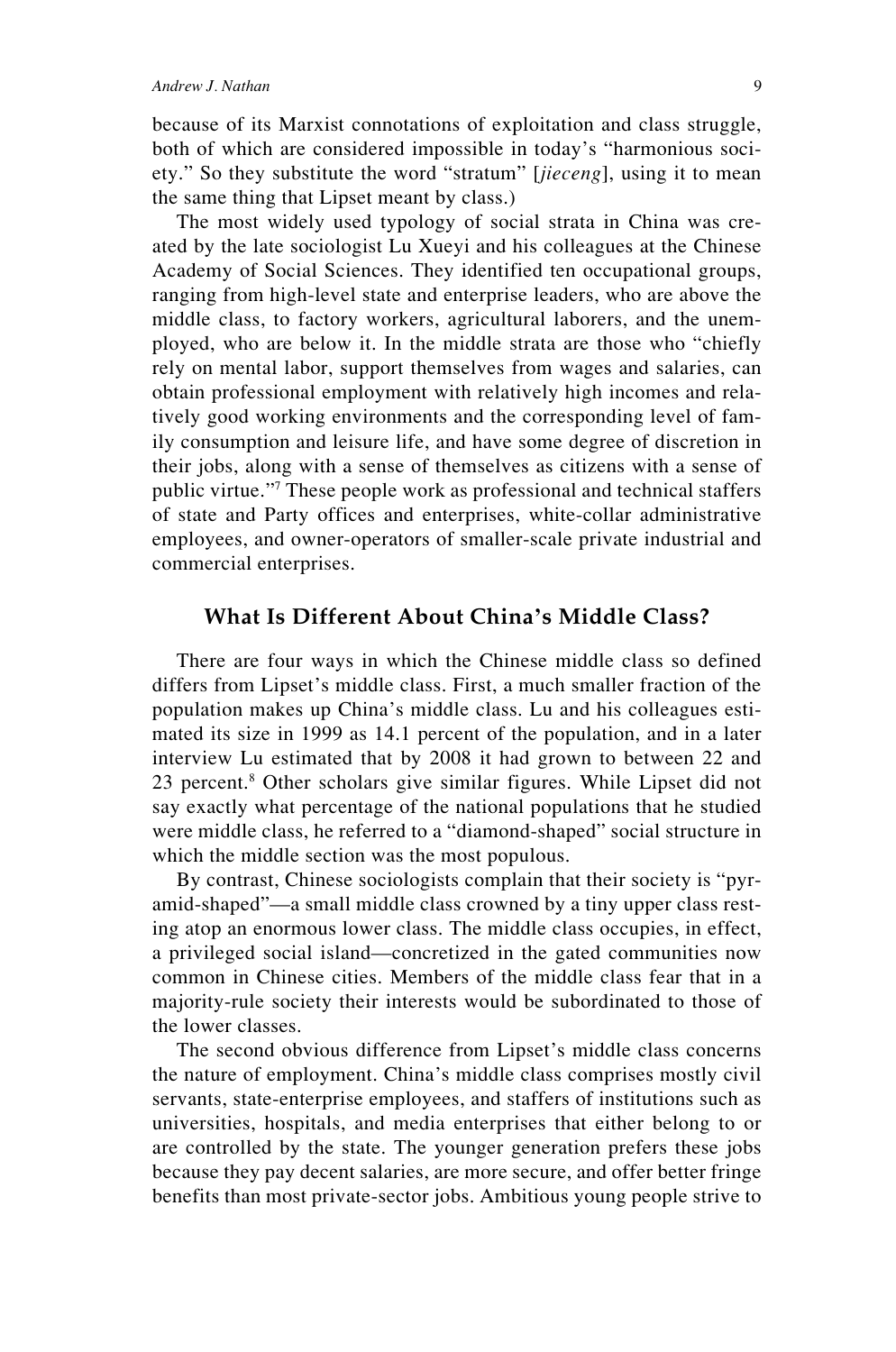because of its Marxist connotations of exploitation and class struggle, both of which are considered impossible in today's "harmonious society." So they substitute the word "stratum" [*jieceng*], using it to mean the same thing that Lipset meant by class.)

The most widely used typology of social strata in China was created by the late sociologist Lu Xueyi and his colleagues at the Chinese Academy of Social Sciences. They identified ten occupational groups, ranging from high-level state and enterprise leaders, who are above the middle class, to factory workers, agricultural laborers, and the unemployed, who are below it. In the middle strata are those who "chiefly rely on mental labor, support themselves from wages and salaries, can obtain professional employment with relatively high incomes and relatively good working environments and the corresponding level of family consumption and leisure life, and have some degree of discretion in their jobs, along with a sense of themselves as citizens with a sense of public virtue."[7] These people work as professional and technical staffers of state and Party offices and enterprises, white-collar administrative employees, and owner-operators of smaller-scale private industrial and commercial enterprises.

## What Is Different About China's Middle Class?

There are four ways in which the Chinese middle class so defined differs from Lipset's middle class. First, a much smaller fraction of the population makes up China's middle class. Lu and his colleagues estimated its size in 1999 as 14.1 percent of the population, and in a later interview Lu estimated that by 2008 it had grown to between 22 and 23 percent.[8] Other scholars give similar figures. While Lipset did not say exactly what percentage of the national populations that he studied were middle class, he referred to a "diamond-shaped" social structure in which the middle section was the most populous.

By contrast, Chinese sociologists complain that their society is "pyramid-shaped"—a small middle class crowned by a tiny upper class resting atop an enormous lower class. The middle class occupies, in effect, a privileged social island—concretized in the gated communities now common in Chinese cities. Members of the middle class fear that in a majority-rule society their interests would be subordinated to those of the lower classes.

The second obvious difference from Lipset's middle class concerns the nature of employment. China's middle class comprises mostly civil servants, state-enterprise employees, and staffers of institutions such as universities, hospitals, and media enterprises that either belong to or are controlled by the state. The younger generation prefers these jobs because they pay decent salaries, are more secure, and offer better fringe benefits than most private-sector jobs. Ambitious young people strive to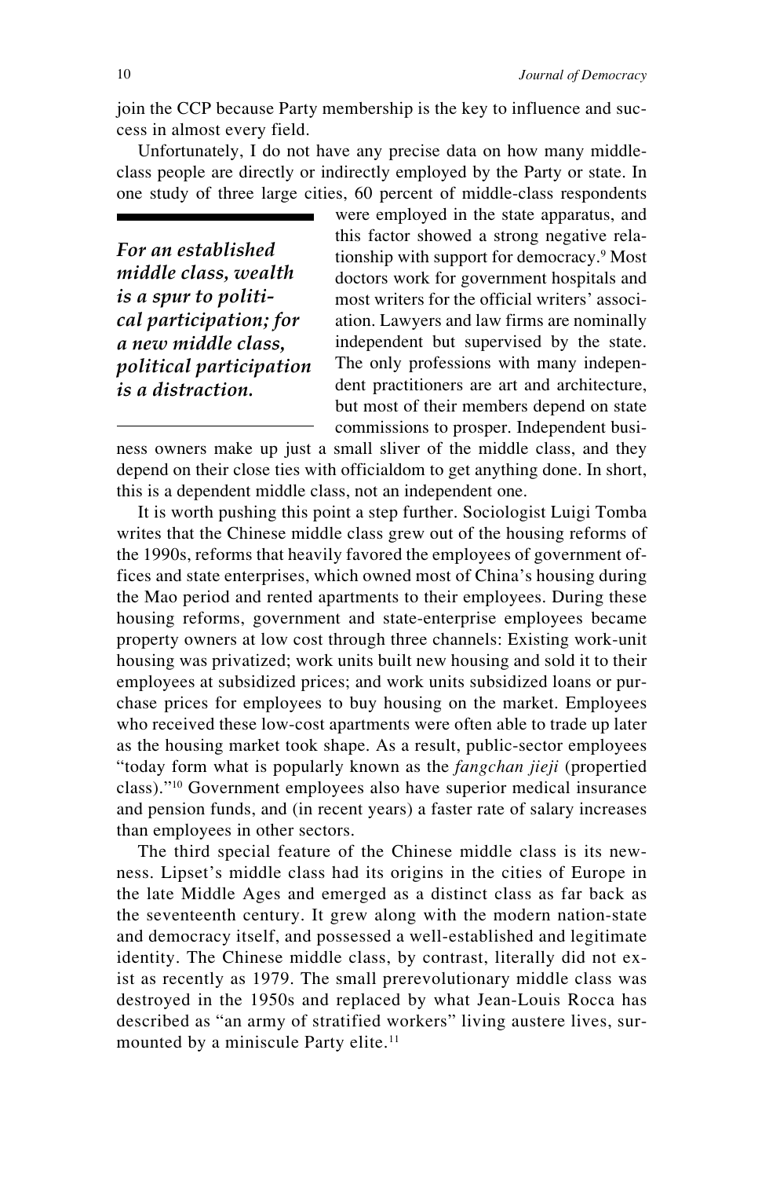join the CCP because Party membership is the key to influence and success in almost every field.

Unfortunately, I do not have any precise data on how many middle-class people are directly or indirectly employed by the Party or state. In one study of three large cities, 60 percent of middle-class respondents were employed in the state apparatus, and this factor showed a strong negative relationship with support for democracy.[9] Most doctors work for government hospitals and most writers for the official writers' association. Lawyers and law firms are nominally independent but supervised by the state. The only professions with many independent practitioners are art and architecture, but most of their members depend on state commissions to prosper. Independent business owners make up just a small sliver of the middle class, and they depend on their close ties with officialdom to get anything done. In short, this is a dependent middle class, not an independent one.

> ***For an established middle class, wealth is a spur to political participation; for a new middle class, political participation is a distraction.***

It is worth pushing this point a step further. Sociologist Luigi Tomba writes that the Chinese middle class grew out of the housing reforms of the 1990s, reforms that heavily favored the employees of government offices and state enterprises, which owned most of China's housing during the Mao period and rented apartments to their employees. During these housing reforms, government and state-enterprise employees became property owners at low cost through three channels: Existing work-unit housing was privatized; work units built new housing and sold it to their employees at subsidized prices; and work units subsidized loans or purchase prices for employees to buy housing on the market. Employees who received these low-cost apartments were often able to trade up later as the housing market took shape. As a result, public-sector employees "today form what is popularly known as the *fangchan jieji* (propertied class)."[10] Government employees also have superior medical insurance and pension funds, and (in recent years) a faster rate of salary increases than employees in other sectors.

The third special feature of the Chinese middle class is its newness. Lipset's middle class had its origins in the cities of Europe in the late Middle Ages and emerged as a distinct class as far back as the seventeenth century. It grew along with the modern nation-state and democracy itself, and possessed a well-established and legitimate identity. The Chinese middle class, by contrast, literally did not exist as recently as 1979. The small prerevolutionary middle class was destroyed in the 1950s and replaced by what Jean-Louis Rocca has described as "an army of stratified workers" living austere lives, surmounted by a miniscule Party elite.[11]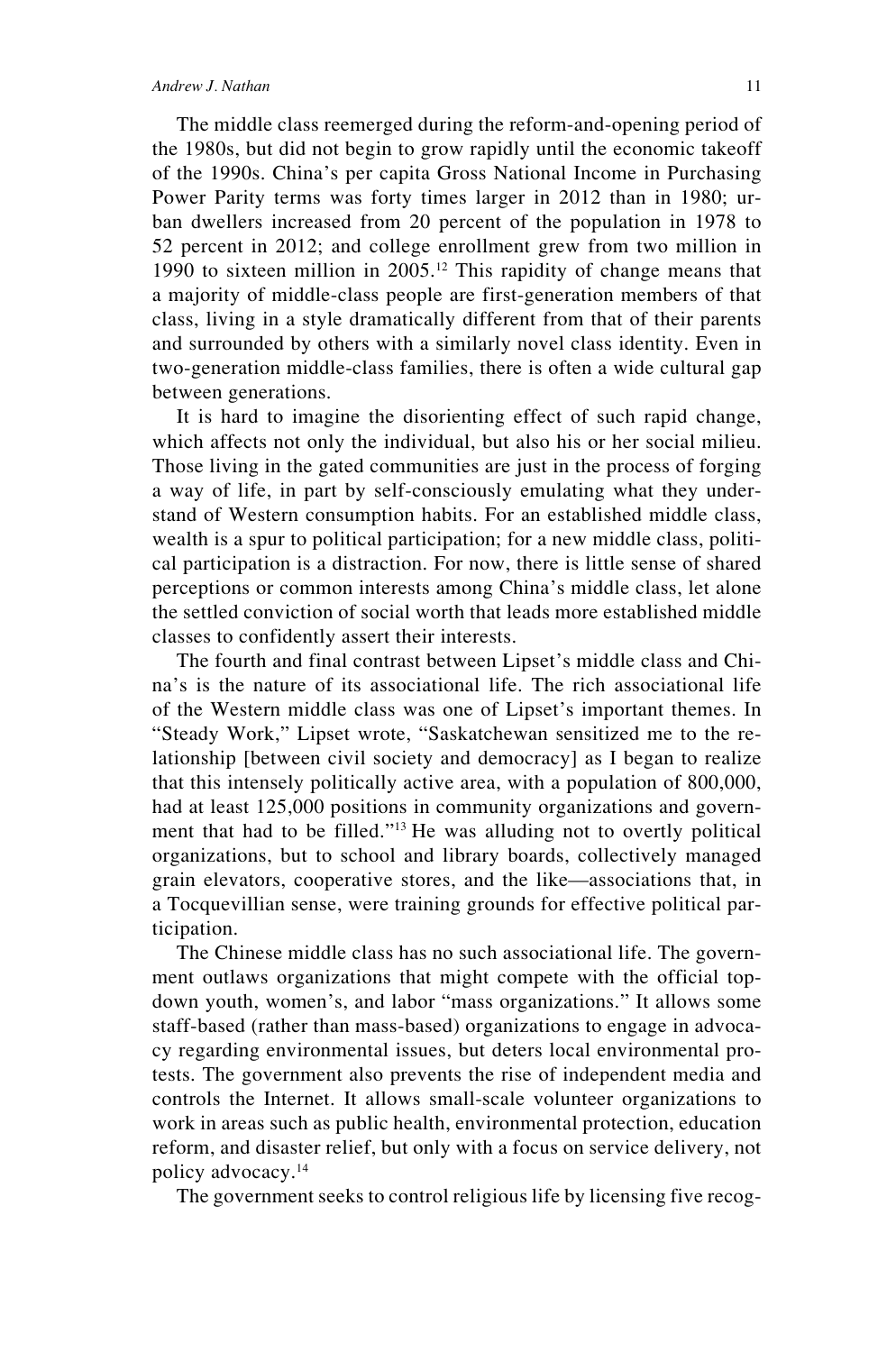The middle class reemerged during the reform-and-opening period of the 1980s, but did not begin to grow rapidly until the economic takeoff of the 1990s. China's per capita Gross National Income in Purchasing Power Parity terms was forty times larger in 2012 than in 1980; urban dwellers increased from 20 percent of the population in 1978 to 52 percent in 2012; and college enrollment grew from two million in 1990 to sixteen million in 2005.[12] This rapidity of change means that a majority of middle-class people are first-generation members of that class, living in a style dramatically different from that of their parents and surrounded by others with a similarly novel class identity. Even in two-generation middle-class families, there is often a wide cultural gap between generations.

It is hard to imagine the disorienting effect of such rapid change, which affects not only the individual, but also his or her social milieu. Those living in the gated communities are just in the process of forging a way of life, in part by self-consciously emulating what they understand of Western consumption habits. For an established middle class, wealth is a spur to political participation; for a new middle class, political participation is a distraction. For now, there is little sense of shared perceptions or common interests among China's middle class, let alone the settled conviction of social worth that leads more established middle classes to confidently assert their interests.

The fourth and final contrast between Lipset's middle class and China's is the nature of its associational life. The rich associational life of the Western middle class was one of Lipset's important themes. In "Steady Work," Lipset wrote, "Saskatchewan sensitized me to the relationship [between civil society and democracy] as I began to realize that this intensely politically active area, with a population of 800,000, had at least 125,000 positions in community organizations and government that had to be filled."[13] He was alluding not to overtly political organizations, but to school and library boards, collectively managed grain elevators, cooperative stores, and the like—associations that, in a Tocquevillian sense, were training grounds for effective political participation.

The Chinese middle class has no such associational life. The government outlaws organizations that might compete with the official top-down youth, women's, and labor "mass organizations." It allows some staff-based (rather than mass-based) organizations to engage in advocacy regarding environmental issues, but deters local environmental protests. The government also prevents the rise of independent media and controls the Internet. It allows small-scale volunteer organizations to work in areas such as public health, environmental protection, education reform, and disaster relief, but only with a focus on service delivery, not policy advocacy.[14]

The government seeks to control religious life by licensing five recog-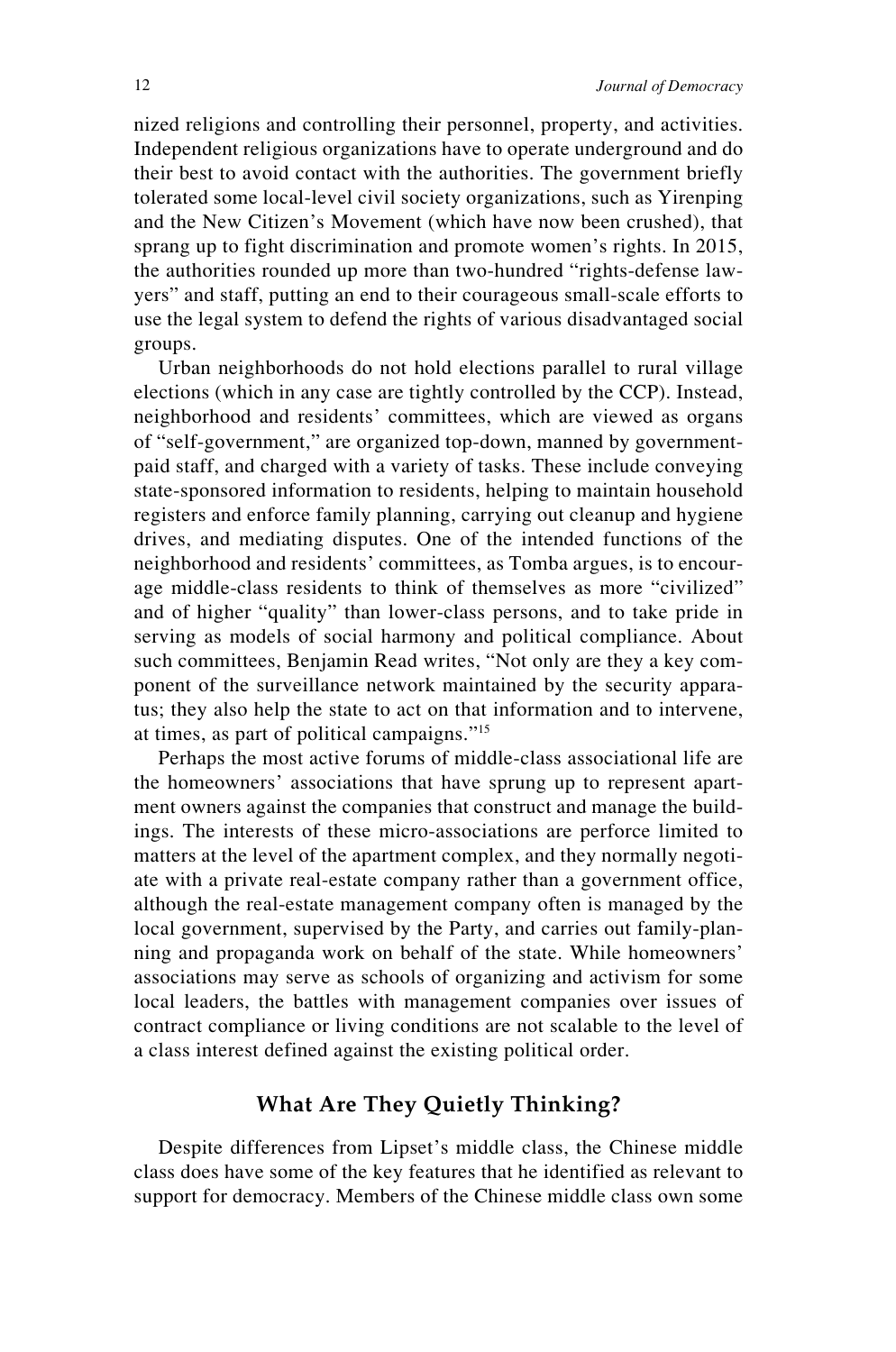nized religions and controlling their personnel, property, and activities. Independent religious organizations have to operate underground and do their best to avoid contact with the authorities. The government briefly tolerated some local-level civil society organizations, such as Yirenping and the New Citizen's Movement (which have now been crushed), that sprang up to fight discrimination and promote women's rights. In 2015, the authorities rounded up more than two-hundred "rights-defense lawyers" and staff, putting an end to their courageous small-scale efforts to use the legal system to defend the rights of various disadvantaged social groups.

Urban neighborhoods do not hold elections parallel to rural village elections (which in any case are tightly controlled by the CCP). Instead, neighborhood and residents' committees, which are viewed as organs of "self-government," are organized top-down, manned by government-paid staff, and charged with a variety of tasks. These include conveying state-sponsored information to residents, helping to maintain household registers and enforce family planning, carrying out cleanup and hygiene drives, and mediating disputes. One of the intended functions of the neighborhood and residents' committees, as Tomba argues, is to encourage middle-class residents to think of themselves as more "civilized" and of higher "quality" than lower-class persons, and to take pride in serving as models of social harmony and political compliance. About such committees, Benjamin Read writes, "Not only are they a key component of the surveillance network maintained by the security apparatus; they also help the state to act on that information and to intervene, at times, as part of political campaigns."[15]

Perhaps the most active forums of middle-class associational life are the homeowners' associations that have sprung up to represent apartment owners against the companies that construct and manage the buildings. The interests of these micro-associations are perforce limited to matters at the level of the apartment complex, and they normally negotiate with a private real-estate company rather than a government office, although the real-estate management company often is managed by the local government, supervised by the Party, and carries out family-planning and propaganda work on behalf of the state. While homeowners' associations may serve as schools of organizing and activism for some local leaders, the battles with management companies over issues of contract compliance or living conditions are not scalable to the level of a class interest defined against the existing political order.

## What Are They Quietly Thinking?

Despite differences from Lipset's middle class, the Chinese middle class does have some of the key features that he identified as relevant to support for democracy. Members of the Chinese middle class own some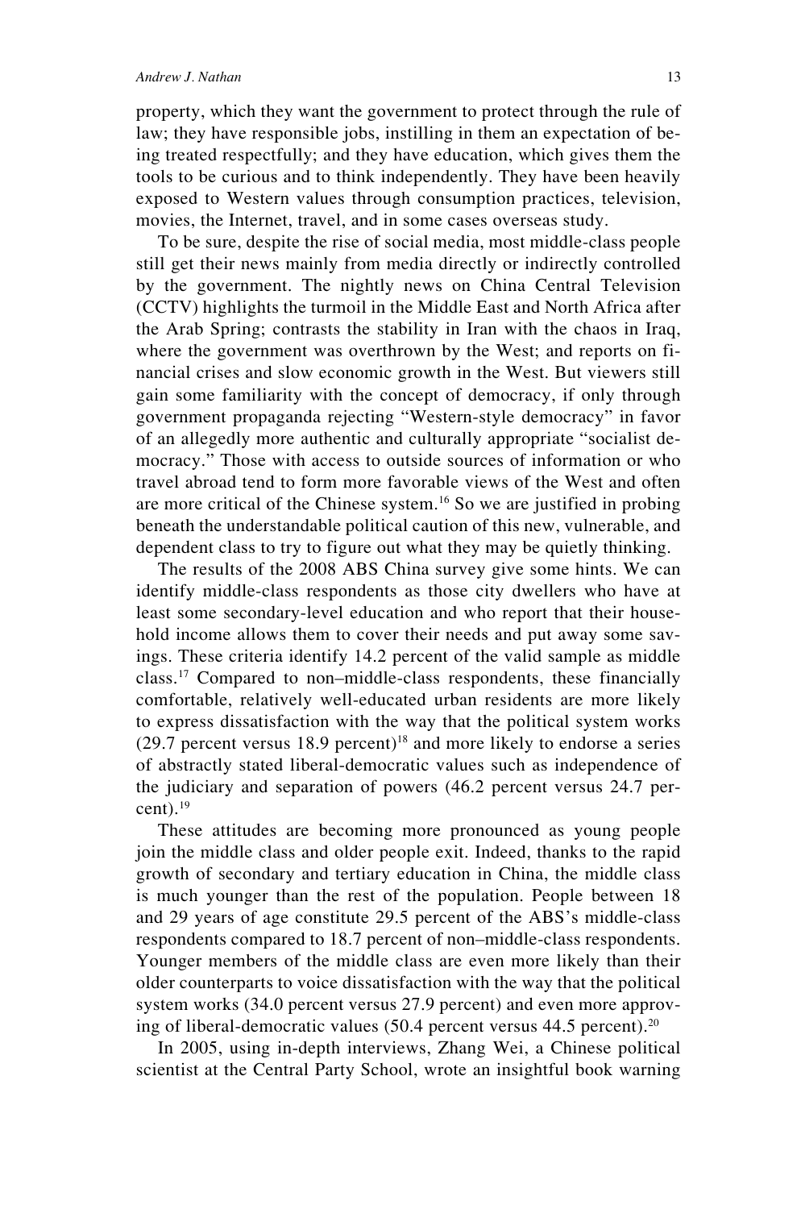property, which they want the government to protect through the rule of law; they have responsible jobs, instilling in them an expectation of being treated respectfully; and they have education, which gives them the tools to be curious and to think independently. They have been heavily exposed to Western values through consumption practices, television, movies, the Internet, travel, and in some cases overseas study.

To be sure, despite the rise of social media, most middle-class people still get their news mainly from media directly or indirectly controlled by the government. The nightly news on China Central Television (CCTV) highlights the turmoil in the Middle East and North Africa after the Arab Spring; contrasts the stability in Iran with the chaos in Iraq, where the government was overthrown by the West; and reports on financial crises and slow economic growth in the West. But viewers still gain some familiarity with the concept of democracy, if only through government propaganda rejecting "Western-style democracy" in favor of an allegedly more authentic and culturally appropriate "socialist democracy." Those with access to outside sources of information or who travel abroad tend to form more favorable views of the West and often are more critical of the Chinese system.[16] So we are justified in probing beneath the understandable political caution of this new, vulnerable, and dependent class to try to figure out what they may be quietly thinking.

The results of the 2008 ABS China survey give some hints. We can identify middle-class respondents as those city dwellers who have at least some secondary-level education and who report that their household income allows them to cover their needs and put away some savings. These criteria identify 14.2 percent of the valid sample as middle class.[17] Compared to non–middle-class respondents, these financially comfortable, relatively well-educated urban residents are more likely to express dissatisfaction with the way that the political system works (29.7 percent versus 18.9 percent)[18] and more likely to endorse a series of abstractly stated liberal-democratic values such as independence of the judiciary and separation of powers (46.2 percent versus 24.7 percent).[19]

These attitudes are becoming more pronounced as young people join the middle class and older people exit. Indeed, thanks to the rapid growth of secondary and tertiary education in China, the middle class is much younger than the rest of the population. People between 18 and 29 years of age constitute 29.5 percent of the ABS's middle-class respondents compared to 18.7 percent of non–middle-class respondents. Younger members of the middle class are even more likely than their older counterparts to voice dissatisfaction with the way that the political system works (34.0 percent versus 27.9 percent) and even more approving of liberal-democratic values (50.4 percent versus 44.5 percent).[20]

In 2005, using in-depth interviews, Zhang Wei, a Chinese political scientist at the Central Party School, wrote an insightful book warning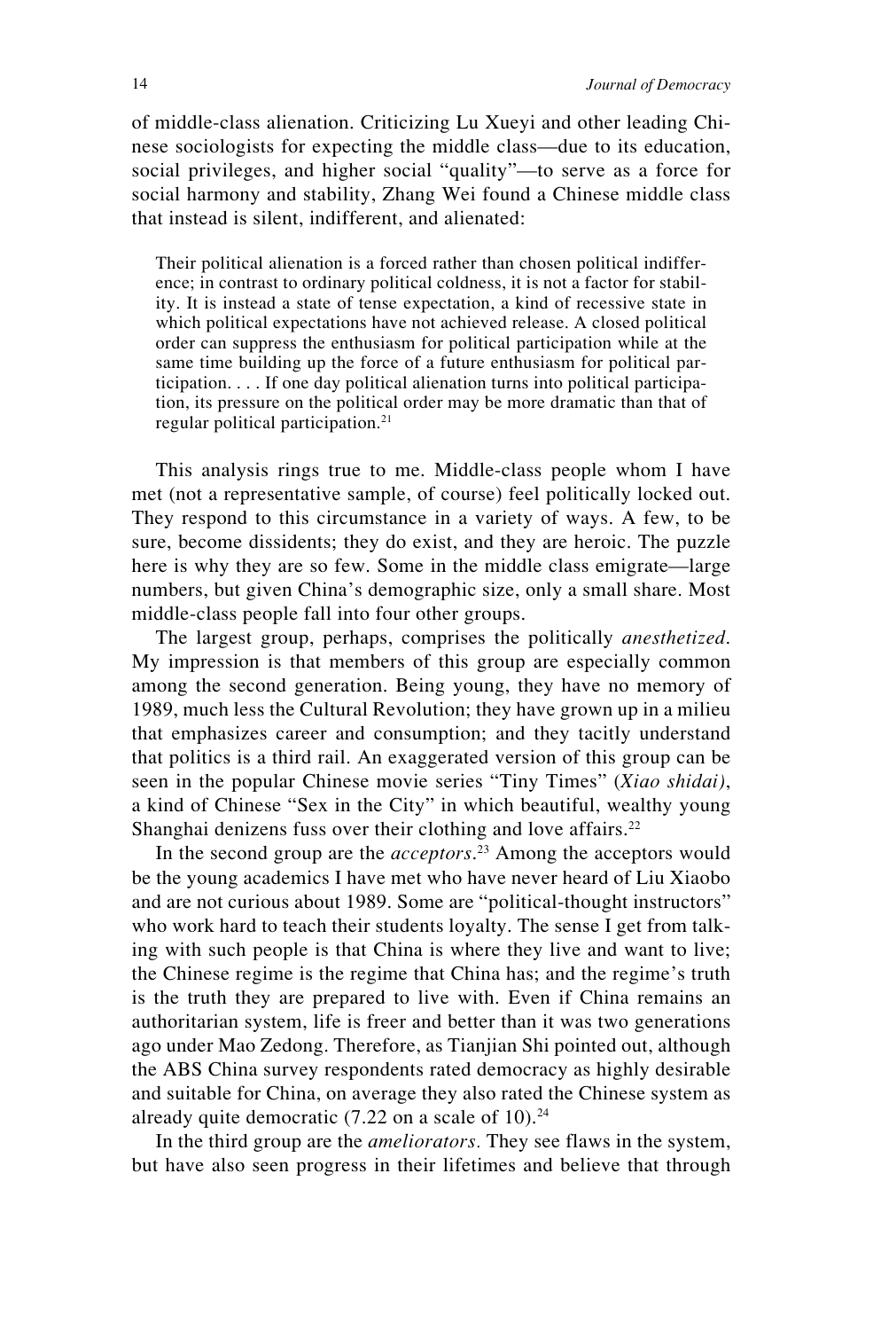of middle-class alienation. Criticizing Lu Xueyi and other leading Chinese sociologists for expecting the middle class—due to its education, social privileges, and higher social "quality"—to serve as a force for social harmony and stability, Zhang Wei found a Chinese middle class that instead is silent, indifferent, and alienated:

> Their political alienation is a forced rather than chosen political indifference; in contrast to ordinary political coldness, it is not a factor for stability. It is instead a state of tense expectation, a kind of recessive state in which political expectations have not achieved release. A closed political order can suppress the enthusiasm for political participation while at the same time building up the force of a future enthusiasm for political participation. . . . If one day political alienation turns into political participation, its pressure on the political order may be more dramatic than that of regular political participation.[21]

This analysis rings true to me. Middle-class people whom I have met (not a representative sample, of course) feel politically locked out. They respond to this circumstance in a variety of ways. A few, to be sure, become dissidents; they do exist, and they are heroic. The puzzle here is why they are so few. Some in the middle class emigrate—large numbers, but given China's demographic size, only a small share. Most middle-class people fall into four other groups.

The largest group, perhaps, comprises the politically *anesthetized*. My impression is that members of this group are especially common among the second generation. Being young, they have no memory of 1989, much less the Cultural Revolution; they have grown up in a milieu that emphasizes career and consumption; and they tacitly understand that politics is a third rail. An exaggerated version of this group can be seen in the popular Chinese movie series "Tiny Times" (*Xiao shidai)*, a kind of Chinese "Sex in the City" in which beautiful, wealthy young Shanghai denizens fuss over their clothing and love affairs.[22]

In the second group are the *acceptors*.[23] Among the acceptors would be the young academics I have met who have never heard of Liu Xiaobo and are not curious about 1989. Some are "political-thought instructors" who work hard to teach their students loyalty. The sense I get from talking with such people is that China is where they live and want to live; the Chinese regime is the regime that China has; and the regime's truth is the truth they are prepared to live with. Even if China remains an authoritarian system, life is freer and better than it was two generations ago under Mao Zedong. Therefore, as Tianjian Shi pointed out, although the ABS China survey respondents rated democracy as highly desirable and suitable for China, on average they also rated the Chinese system as already quite democratic (7.22 on a scale of 10).[24]

In the third group are the *ameliorators.* They see flaws in the system, but have also seen progress in their lifetimes and believe that through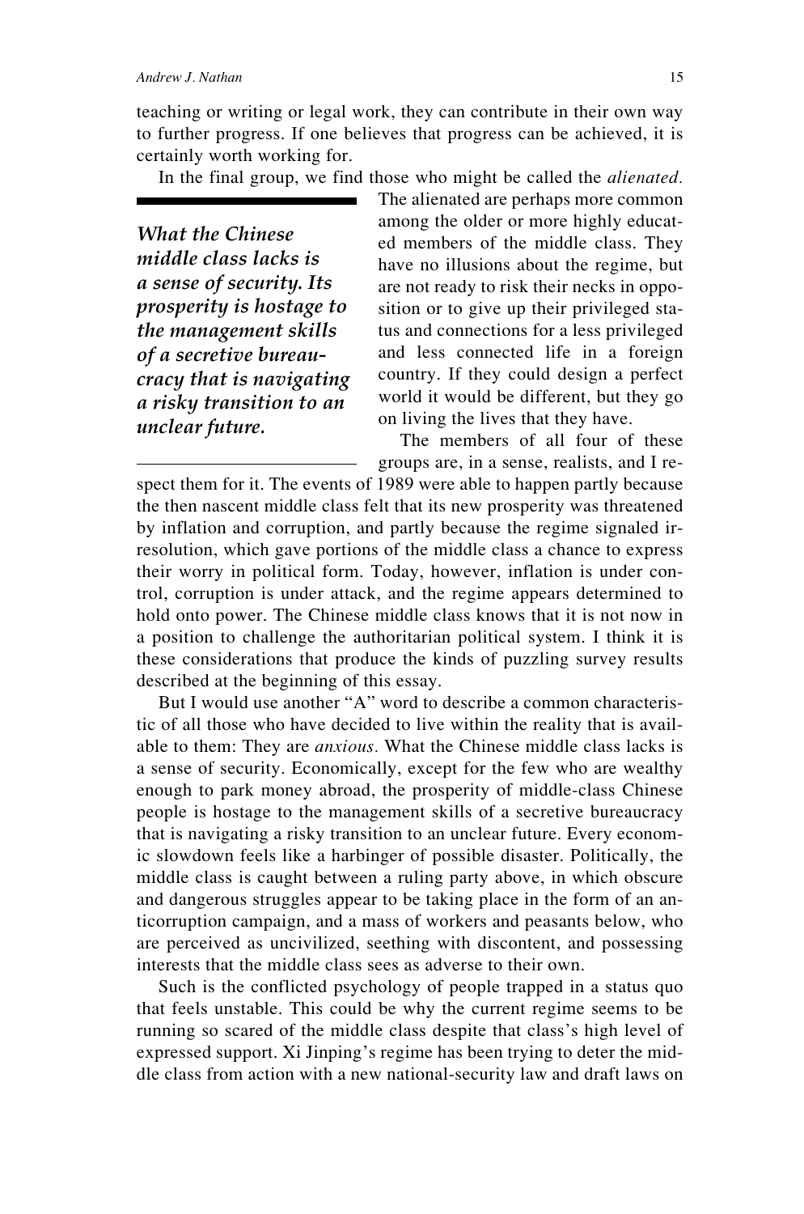teaching or writing or legal work, they can contribute in their own way to further progress. If one believes that progress can be achieved, it is certainly worth working for.

In the final group, we find those who might be called the *alienated.* The alienated are perhaps more common among the older or more highly educated members of the middle class. They have no illusions about the regime, but are not ready to risk their necks in opposition or to give up their privileged status and connections for a less privileged and less connected life in a foreign country. If they could design a perfect world it would be different, but they go on living the lives that they have.

> ***What the Chinese middle class lacks is a sense of security. Its prosperity is hostage to the management skills of a secretive bureaucracy that is navigating a risky transition to an unclear future.***

The members of all four of these groups are, in a sense, realists, and I respect them for it. The events of 1989 were able to happen partly because the then nascent middle class felt that its new prosperity was threatened by inflation and corruption, and partly because the regime signaled irresolution, which gave portions of the middle class a chance to express their worry in political form. Today, however, inflation is under control, corruption is under attack, and the regime appears determined to hold onto power. The Chinese middle class knows that it is not now in a position to challenge the authoritarian political system. I think it is these considerations that produce the kinds of puzzling survey results described at the beginning of this essay.

But I would use another "A" word to describe a common characteristic of all those who have decided to live within the reality that is available to them: They are *anxious.* What the Chinese middle class lacks is a sense of security. Economically, except for the few who are wealthy enough to park money abroad, the prosperity of middle-class Chinese people is hostage to the management skills of a secretive bureaucracy that is navigating a risky transition to an unclear future. Every economic slowdown feels like a harbinger of possible disaster. Politically, the middle class is caught between a ruling party above, in which obscure and dangerous struggles appear to be taking place in the form of an anticorruption campaign, and a mass of workers and peasants below, who are perceived as uncivilized, seething with discontent, and possessing interests that the middle class sees as adverse to their own.

Such is the conflicted psychology of people trapped in a status quo that feels unstable. This could be why the current regime seems to be running so scared of the middle class despite that class's high level of expressed support. Xi Jinping's regime has been trying to deter the middle class from action with a new national-security law and draft laws on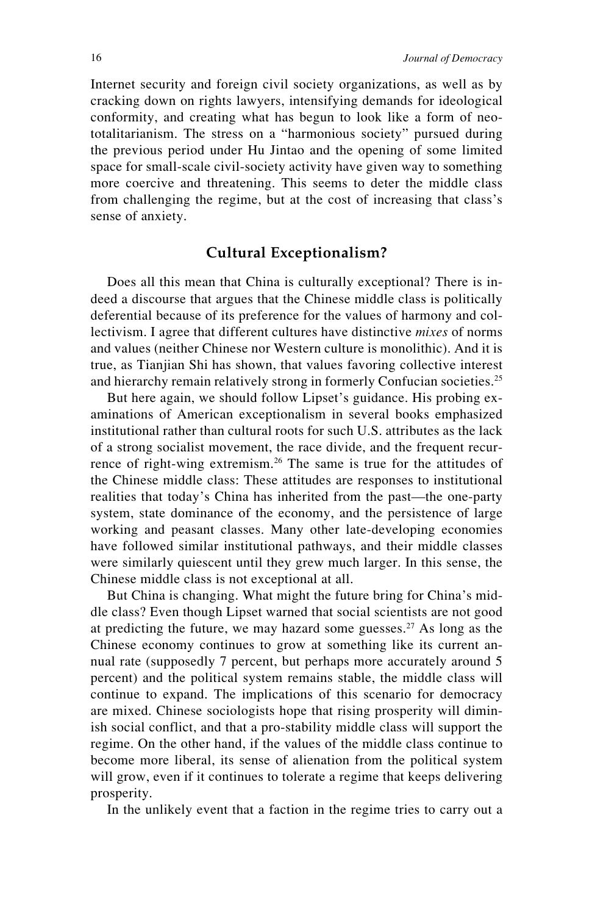Internet security and foreign civil society organizations, as well as by cracking down on rights lawyers, intensifying demands for ideological conformity, and creating what has begun to look like a form of neo-totalitarianism. The stress on a "harmonious society" pursued during the previous period under Hu Jintao and the opening of some limited space for small-scale civil-society activity have given way to something more coercive and threatening. This seems to deter the middle class from challenging the regime, but at the cost of increasing that class's sense of anxiety.

## Cultural Exceptionalism?

Does all this mean that China is culturally exceptional? There is indeed a discourse that argues that the Chinese middle class is politically deferential because of its preference for the values of harmony and collectivism. I agree that different cultures have distinctive *mixes* of norms and values (neither Chinese nor Western culture is monolithic). And it is true, as Tianjian Shi has shown, that values favoring collective interest and hierarchy remain relatively strong in formerly Confucian societies.[25]

But here again, we should follow Lipset's guidance. His probing examinations of American exceptionalism in several books emphasized institutional rather than cultural roots for such U.S. attributes as the lack of a strong socialist movement, the race divide, and the frequent recurrence of right-wing extremism.[26] The same is true for the attitudes of the Chinese middle class: These attitudes are responses to institutional realities that today's China has inherited from the past—the one-party system, state dominance of the economy, and the persistence of large working and peasant classes. Many other late-developing economies have followed similar institutional pathways, and their middle classes were similarly quiescent until they grew much larger. In this sense, the Chinese middle class is not exceptional at all.

But China is changing. What might the future bring for China's middle class? Even though Lipset warned that social scientists are not good at predicting the future, we may hazard some guesses.[27] As long as the Chinese economy continues to grow at something like its current annual rate (supposedly 7 percent, but perhaps more accurately around 5 percent) and the political system remains stable, the middle class will continue to expand. The implications of this scenario for democracy are mixed. Chinese sociologists hope that rising prosperity will diminish social conflict, and that a pro-stability middle class will support the regime. On the other hand, if the values of the middle class continue to become more liberal, its sense of alienation from the political system will grow, even if it continues to tolerate a regime that keeps delivering prosperity.

In the unlikely event that a faction in the regime tries to carry out a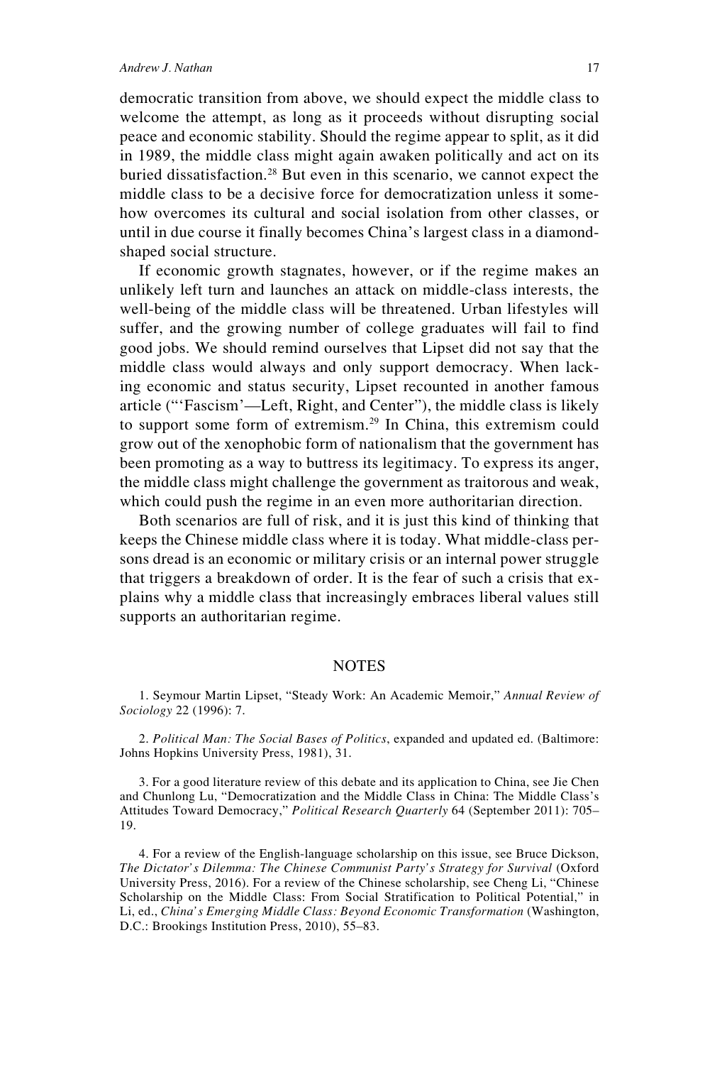democratic transition from above, we should expect the middle class to welcome the attempt, as long as it proceeds without disrupting social peace and economic stability. Should the regime appear to split, as it did in 1989, the middle class might again awaken politically and act on its buried dissatisfaction.[28] But even in this scenario, we cannot expect the middle class to be a decisive force for democratization unless it somehow overcomes its cultural and social isolation from other classes, or until in due course it finally becomes China's largest class in a diamond-shaped social structure.

If economic growth stagnates, however, or if the regime makes an unlikely left turn and launches an attack on middle-class interests, the well-being of the middle class will be threatened. Urban lifestyles will suffer, and the growing number of college graduates will fail to find good jobs. We should remind ourselves that Lipset did not say that the middle class would always and only support democracy. When lacking economic and status security, Lipset recounted in another famous article ("'Fascism'—Left, Right, and Center"), the middle class is likely to support some form of extremism.[29] In China, this extremism could grow out of the xenophobic form of nationalism that the government has been promoting as a way to buttress its legitimacy. To express its anger, the middle class might challenge the government as traitorous and weak, which could push the regime in an even more authoritarian direction.

Both scenarios are full of risk, and it is just this kind of thinking that keeps the Chinese middle class where it is today. What middle-class persons dread is an economic or military crisis or an internal power struggle that triggers a breakdown of order. It is the fear of such a crisis that explains why a middle class that increasingly embraces liberal values still supports an authoritarian regime.

## NOTES

1. Seymour Martin Lipset, "Steady Work: An Academic Memoir," *Annual Review of Sociology* 22 (1996): 7.

2. *Political Man: The Social Bases of Politics*, expanded and updated ed. (Baltimore: Johns Hopkins University Press, 1981), 31.

3. For a good literature review of this debate and its application to China, see Jie Chen and Chunlong Lu, "Democratization and the Middle Class in China: The Middle Class's Attitudes Toward Democracy," *Political Research Quarterly* 64 (September 2011): 705–19.

4. For a review of the English-language scholarship on this issue, see Bruce Dickson, *The Dictator's Dilemma: The Chinese Communist Party's Strategy for Survival* (Oxford University Press, 2016). For a review of the Chinese scholarship, see Cheng Li, "Chinese Scholarship on the Middle Class: From Social Stratification to Political Potential," in Li, ed., *China's Emerging Middle Class: Beyond Economic Transformation* (Washington, D.C.: Brookings Institution Press, 2010), 55–83.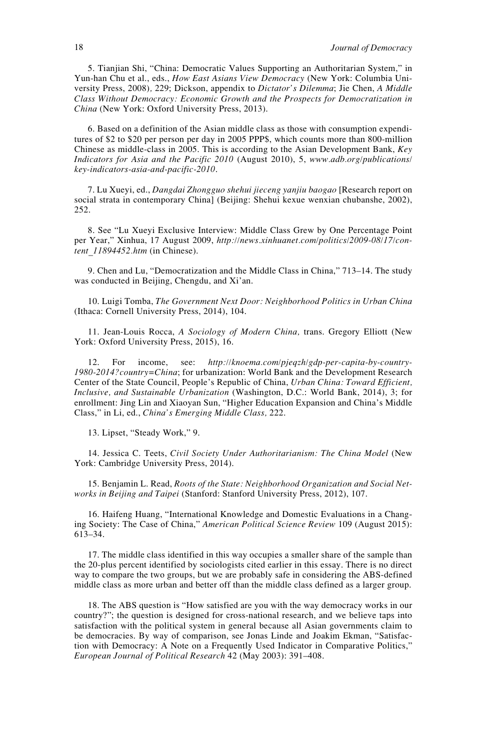5. Tianjian Shi, "China: Democratic Values Supporting an Authoritarian System," in Yun-han Chu et al., eds., *How East Asians View Democracy* (New York: Columbia University Press, 2008), 229; Dickson, appendix to *Dictator's Dilemma*; Jie Chen, *A Middle Class Without Democracy: Economic Growth and the Prospects for Democratization in China* (New York: Oxford University Press, 2013).

6. Based on a definition of the Asian middle class as those with consumption expenditures of $2 to $20 per person per day in 2005 PPP$, which counts more than 800-million Chinese as middle-class in 2005. This is according to the Asian Development Bank, *Key Indicators for Asia and the Pacific 2010* (August 2010), 5, *www.adb.org/publications/key-indicators-asia-and-pacific-2010*.

7. Lu Xueyi, ed., *Dangdai Zhongguo shehui jieceng yanjiu baogao* [Research report on social strata in contemporary China] (Beijing: Shehui kexue wenxian chubanshe, 2002), 252.

8. See "Lu Xueyi Exclusive Interview: Middle Class Grew by One Percentage Point per Year," Xinhua, 17 August 2009, *http://news.xinhuanet.com/politics/2009-08/17/content_11894452.htm* (in Chinese).

9. Chen and Lu, "Democratization and the Middle Class in China," 713–14. The study was conducted in Beijing, Chengdu, and Xi'an.

10. Luigi Tomba, *The Government Next Door: Neighborhood Politics in Urban China* (Ithaca: Cornell University Press, 2014), 104.

11. Jean-Louis Rocca, *A Sociology of Modern China,* trans. Gregory Elliott (New York: Oxford University Press, 2015), 16.

12. For income, see: *http://knoema.com/pjeqzh/gdp-per-capita-by-country-1980-2014?country=China*; for urbanization: World Bank and the Development Research Center of the State Council, People's Republic of China, *Urban China: Toward Efficient, Inclusive, and Sustainable Urbanization* (Washington, D.C.: World Bank, 2014), 3; for enrollment: Jing Lin and Xiaoyan Sun, "Higher Education Expansion and China's Middle Class," in Li, ed., *China's Emerging Middle Class,* 222.

13. Lipset, "Steady Work," 9.

14. Jessica C. Teets, *Civil Society Under Authoritarianism: The China Model* (New York: Cambridge University Press, 2014).

15. Benjamin L. Read, *Roots of the State: Neighborhood Organization and Social Networks in Beijing and Taipei* (Stanford: Stanford University Press, 2012), 107.

16. Haifeng Huang, "International Knowledge and Domestic Evaluations in a Changing Society: The Case of China," *American Political Science Review* 109 (August 2015): 613–34.

17. The middle class identified in this way occupies a smaller share of the sample than the 20-plus percent identified by sociologists cited earlier in this essay. There is no direct way to compare the two groups, but we are probably safe in considering the ABS-defined middle class as more urban and better off than the middle class defined as a larger group.

18. The ABS question is "How satisfied are you with the way democracy works in our country?"; the question is designed for cross-national research, and we believe taps into satisfaction with the political system in general because all Asian governments claim to be democracies. By way of comparison, see Jonas Linde and Joakim Ekman, "Satisfaction with Democracy: A Note on a Frequently Used Indicator in Comparative Politics," *European Journal of Political Research* 42 (May 2003): 391–408.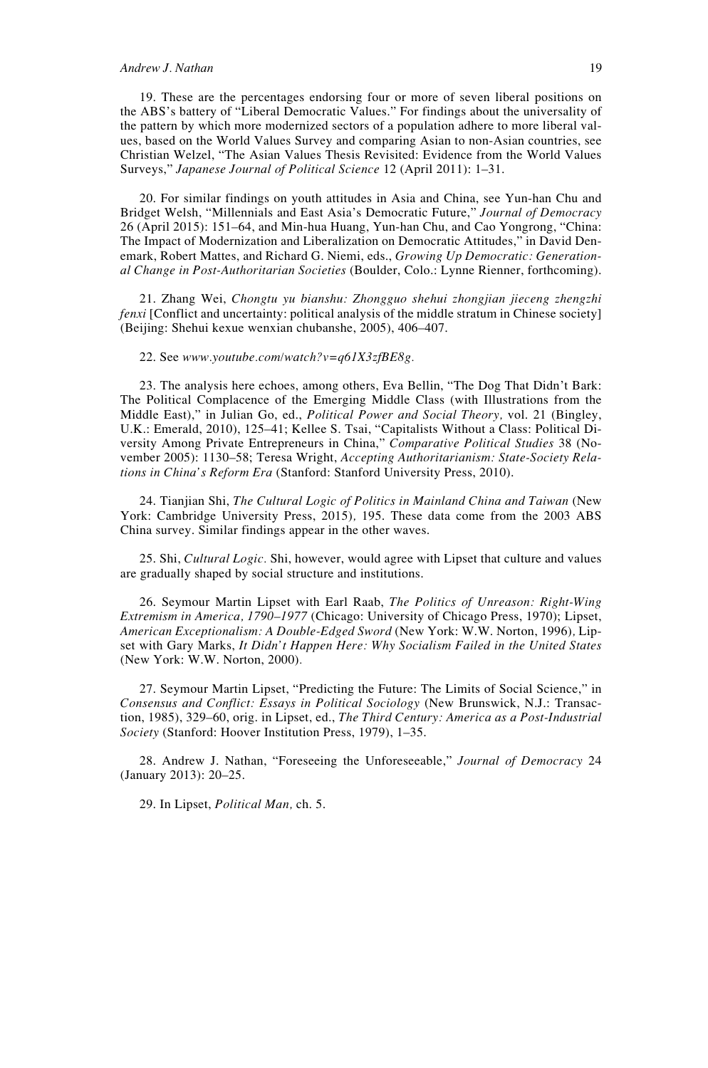19. These are the percentages endorsing four or more of seven liberal positions on the ABS's battery of "Liberal Democratic Values." For findings about the universality of the pattern by which more modernized sectors of a population adhere to more liberal values, based on the World Values Survey and comparing Asian to non-Asian countries, see Christian Welzel, "The Asian Values Thesis Revisited: Evidence from the World Values Surveys," *Japanese Journal of Political Science* 12 (April 2011): 1–31.

20. For similar findings on youth attitudes in Asia and China, see Yun-han Chu and Bridget Welsh, "Millennials and East Asia's Democratic Future," *Journal of Democracy* 26 (April 2015): 151–64, and Min-hua Huang, Yun-han Chu, and Cao Yongrong, "China: The Impact of Modernization and Liberalization on Democratic Attitudes," in David Denemark, Robert Mattes, and Richard G. Niemi, eds., *Growing Up Democratic: Generational Change in Post-Authoritarian Societies* (Boulder, Colo.: Lynne Rienner, forthcoming).

21. Zhang Wei, *Chongtu yu bianshu: Zhongguo shehui zhongjian jieceng zhengzhi fenxi* [Conflict and uncertainty: political analysis of the middle stratum in Chinese society] (Beijing: Shehui kexue wenxian chubanshe, 2005), 406–407.

22. See *www.youtube.com/watch?v=q61X3zfBE8g.*

23. The analysis here echoes, among others, Eva Bellin, "The Dog That Didn't Bark: The Political Complacence of the Emerging Middle Class (with Illustrations from the Middle East)," in Julian Go, ed., *Political Power and Social Theory*, vol. 21 (Bingley, U.K.: Emerald, 2010), 125–41; Kellee S. Tsai, "Capitalists Without a Class: Political Diversity Among Private Entrepreneurs in China," *Comparative Political Studies* 38 (November 2005): 1130–58; Teresa Wright, *Accepting Authoritarianism: State-Society Relations in China's Reform Era* (Stanford: Stanford University Press, 2010).

24. Tianjian Shi, *The Cultural Logic of Politics in Mainland China and Taiwan* (New York: Cambridge University Press, 2015), 195. These data come from the 2003 ABS China survey. Similar findings appear in the other waves.

25. Shi, *Cultural Logic*. Shi, however, would agree with Lipset that culture and values are gradually shaped by social structure and institutions.

26. Seymour Martin Lipset with Earl Raab, *The Politics of Unreason: Right-Wing Extremism in America, 1790–1977* (Chicago: University of Chicago Press, 1970); Lipset, *American Exceptionalism: A Double-Edged Sword* (New York: W.W. Norton, 1996), Lipset with Gary Marks, *It Didn't Happen Here: Why Socialism Failed in the United States* (New York: W.W. Norton, 2000).

27. Seymour Martin Lipset, "Predicting the Future: The Limits of Social Science," in *Consensus and Conflict: Essays in Political Sociology* (New Brunswick, N.J.: Transaction, 1985), 329–60, orig. in Lipset, ed., *The Third Century: America as a Post-Industrial Society* (Stanford: Hoover Institution Press, 1979), 1–35.

28. Andrew J. Nathan, "Foreseeing the Unforeseeable," *Journal of Democracy* 24 (January 2013): 20–25.

29. In Lipset, *Political Man*, ch. 5.